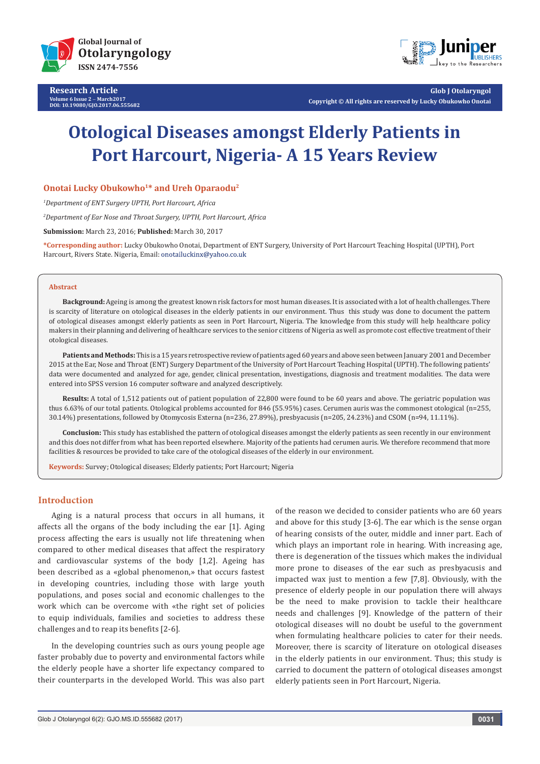# Otological Diseases amongst Elderly Patients in Port Harcourt, Nigeria- A 15 Years Review

**Onotai Lucky Obukowho[1]* and Ureh Oparaodu[2]**

[1]*Department of ENT Surgery UPTH, Port Harcourt, Africa*

[2]*Department of Ear Nose and Throat Surgery, UPTH, Port Harcourt, Africa*

**Submission:** March 23, 2016; **Published:** March 30, 2017

***Corresponding author:** Lucky Obukowho Onotai, Department of ENT Surgery, University of Port Harcourt Teaching Hospital (UPTH), Port Harcourt, Rivers State. Nigeria, Email: onotailuckinx@yahoo.co.uk

## Abstract

**Background:** Ageing is among the greatest known risk factors for most human diseases. It is associated with a lot of health challenges. There is scarcity of literature on otological diseases in the elderly patients in our environment. Thus this study was done to document the pattern of otological diseases amongst elderly patients as seen in Port Harcourt, Nigeria. The knowledge from this study will help healthcare policy makers in their planning and delivering of healthcare services to the senior citizens of Nigeria as well as promote cost effective treatment of their otological diseases.

**Patients and Methods:** This is a 15 years retrospective review of patients aged 60 years and above seen between January 2001 and December 2015 at the Ear, Nose and Throat (ENT) Surgery Department of the University of Port Harcourt Teaching Hospital (UPTH). The following patients' data were documented and analyzed for age, gender, clinical presentation, investigations, diagnosis and treatment modalities. The data were entered into SPSS version 16 computer software and analyzed descriptively.

**Results:** A total of 1,512 patients out of patient population of 22,800 were found to be 60 years and above. The geriatric population was thus 6.63% of our total patients. Otological problems accounted for 846 (55.95%) cases. Cerumen auris was the commonest otological (n=255, 30.14%) presentations, followed by Otomycosis Externa (n=236, 27.89%), presbyacusis (n=205, 24.23%) and CSOM (n=94, 11.11%).

**Conclusion:** This study has established the pattern of otological diseases amongst the elderly patients as seen recently in our environment and this does not differ from what has been reported elsewhere. Majority of the patients had cerumen auris. We therefore recommend that more facilities & resources be provided to take care of the otological diseases of the elderly in our environment.

**Keywords:** Survey; Otological diseases; Elderly patients; Port Harcourt; Nigeria

## Introduction

Aging is a natural process that occurs in all humans, it affects all the organs of the body including the ear [1]. Aging process affecting the ears is usually not life threatening when compared to other medical diseases that affect the respiratory and cardiovascular systems of the body [1,2]. Ageing has been described as a «global phenomenon,» that occurs fastest in developing countries, including those with large youth populations, and poses social and economic challenges to the work which can be overcome with «the right set of policies to equip individuals, families and societies to address these challenges and to reap its benefits [2-6].

In the developing countries such as ours young people age faster probably due to poverty and environmental factors while the elderly people have a shorter life expectancy compared to their counterparts in the developed World. This was also part of the reason we decided to consider patients who are 60 years and above for this study [3-6]. The ear which is the sense organ of hearing consists of the outer, middle and inner part. Each of which plays an important role in hearing. With increasing age, there is degeneration of the tissues which makes the individual more prone to diseases of the ear such as presbyacusis and impacted wax just to mention a few [7,8]. Obviously, with the presence of elderly people in our population there will always be the need to make provision to tackle their healthcare needs and challenges [9]. Knowledge of the pattern of their otological diseases will no doubt be useful to the government when formulating healthcare policies to cater for their needs. Moreover, there is scarcity of literature on otological diseases in the elderly patients in our environment. Thus; this study is carried to document the pattern of otological diseases amongst elderly patients seen in Port Harcourt, Nigeria.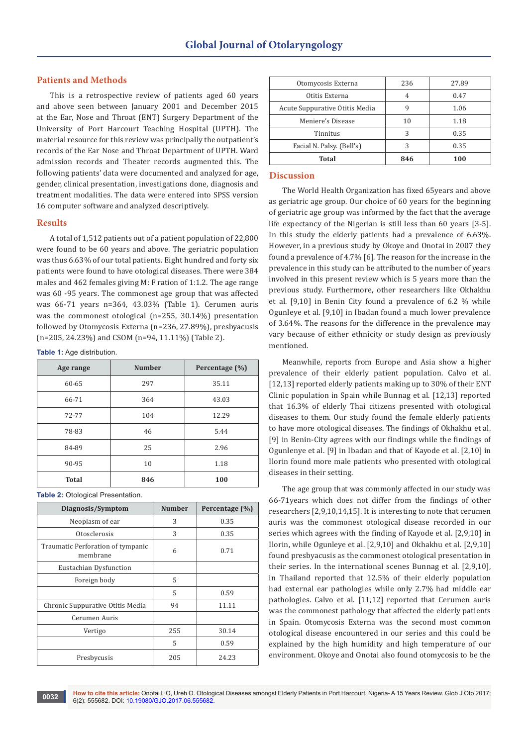## Patients and Methods

This is a retrospective review of patients aged 60 years and above seen between January 2001 and December 2015 at the Ear, Nose and Throat (ENT) Surgery Department of the University of Port Harcourt Teaching Hospital (UPTH). The material resource for this review was principally the outpatient's records of the Ear Nose and Throat Department of UPTH. Ward admission records and Theater records augmented this. The following patients' data were documented and analyzed for age, gender, clinical presentation, investigations done, diagnosis and treatment modalities. The data were entered into SPSS version 16 computer software and analyzed descriptively.

## Results

A total of 1,512 patients out of a patient population of 22,800 were found to be 60 years and above. The geriatric population was thus 6.63% of our total patients. Eight hundred and forty six patients were found to have otological diseases. There were 384 males and 462 females giving M: F ration of 1:1.2. The age range was 60 -95 years. The commonest age group that was affected was 66-71 years n=364, 43.03% (Table 1). Cerumen auris was the commonest otological (n=255, 30.14%) presentation followed by Otomycosis Externa (n=236, 27.89%), presbyacusis (n=205, 24.23%) and CSOM (n=94, 11.11%) (Table 2).

**Table 1:** Age distribution.

| Age range | Number | Percentage (%) |
|---|---|---|
| 60-65 | 297 | 35.11 |
| 66-71 | 364 | 43.03 |
| 72-77 | 104 | 12.29 |
| 78-83 | 46 | 5.44 |
| 84-89 | 25 | 2.96 |
| 90-95 | 10 | 1.18 |
| **Total** | **846** | **100** |

**Table 2:** Otological Presentation.

| Diagnosis/Symptom | Number | Percentage (%) |
|---|---|---|
| Neoplasm of ear | 3 | 0.35 |
| Otosclerosis | 3 | 0.35 |
| Traumatic Perforation of tympanic membrane | 6 | 0.71 |
| Eustachian Dysfunction | | |
| Foreign body | 5 | |
| | 5 | 0.59 |
| Chronic Suppurative Otitis Media | 94 | 11.11 |
| Cerumen Auris | | |
| Vertigo | 255 | 30.14 |
| | 5 | 0.59 |
| Presbycusis | 205 | 24.23 |
| Otomycosis Externa | 236 | 27.89 |
| Otitis Externa | 4 | 0.47 |
| Acute Suppurative Otitis Media | 9 | 1.06 |
| Meniere's Disease | 10 | 1.18 |
| Tinnitus | 3 | 0.35 |
| Facial N. Palsy. (Bell's) | 3 | 0.35 |
| **Total** | **846** | **100** |

## Discussion

The World Health Organization has fixed 65years and above as geriatric age group. Our choice of 60 years for the beginning of geriatric age group was informed by the fact that the average life expectancy of the Nigerian is still less than 60 years [3-5]. In this study the elderly patients had a prevalence of 6.63%. However, in a previous study by Okoye and Onotai in 2007 they found a prevalence of 4.7% [6]. The reason for the increase in the prevalence in this study can be attributed to the number of years involved in this present review which is 5 years more than the previous study. Furthermore, other researchers like Okhakhu et al. [9,10] in Benin City found a prevalence of 6.2 % while Ogunleye et al. [9,10] in Ibadan found a much lower prevalence of 3.64%. The reasons for the difference in the prevalence may vary because of either ethnicity or study design as previously mentioned.

Meanwhile, reports from Europe and Asia show a higher prevalence of their elderly patient population. Calvo et al. [12,13] reported elderly patients making up to 30% of their ENT Clinic population in Spain while Bunnag et al. [12,13] reported that 16.3% of elderly Thai citizens presented with otological diseases to them. Our study found the female elderly patients to have more otological diseases. The findings of Okhakhu et al. [9] in Benin-City agrees with our findings while the findings of Ogunlenye et al. [9] in Ibadan and that of Kayode et al. [2,10] in Ilorin found more male patients who presented with otological diseases in their setting.

The age group that was commonly affected in our study was 66-71years which does not differ from the findings of other researchers [2,9,10,14,15]. It is interesting to note that cerumen auris was the commonest otological disease recorded in our series which agrees with the finding of Kayode et al. [2,9,10] in Ilorin, while Ogunleye et al. [2,9,10] and Okhakhu et al. [2,9,10] found presbyacusis as the commonest otological presentation in their series. In the international scenes Bunnag et al. [2,9,10], in Thailand reported that 12.5% of their elderly population had external ear pathologies while only 2.7% had middle ear pathologies. Calvo et al. [11,12] reported that Cerumen auris was the commonest pathology that affected the elderly patients in Spain. Otomycosis Externa was the second most common otological disease encountered in our series and this could be explained by the high humidity and high temperature of our environment. Okoye and Onotai also found otomycosis to be the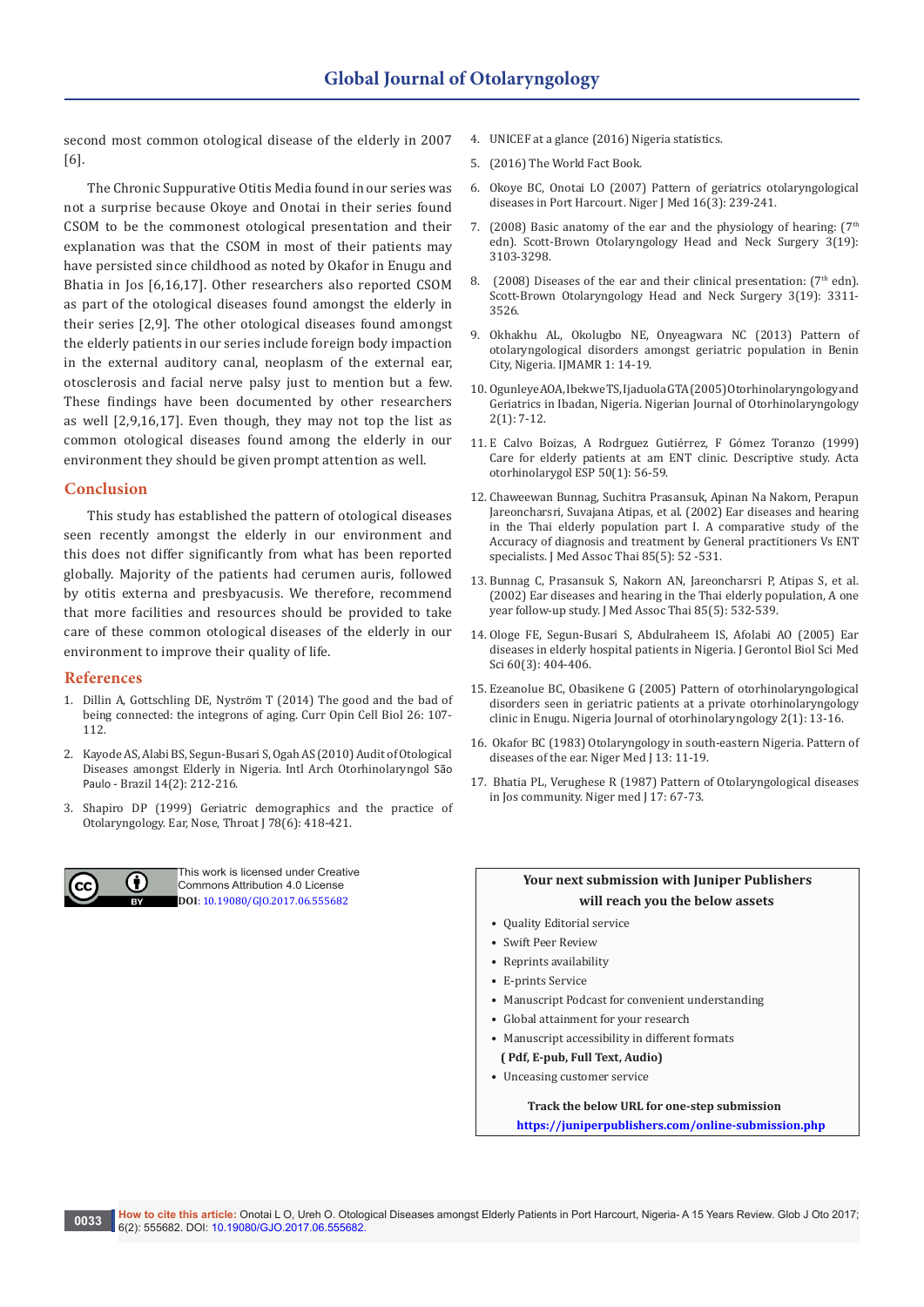second most common otological disease of the elderly in 2007 [6].

The Chronic Suppurative Otitis Media found in our series was not a surprise because Okoye and Onotai in their series found CSOM to be the commonest otological presentation and their explanation was that the CSOM in most of their patients may have persisted since childhood as noted by Okafor in Enugu and Bhatia in Jos [6,16,17]. Other researchers also reported CSOM as part of the otological diseases found amongst the elderly in their series [2,9]. The other otological diseases found amongst the elderly patients in our series include foreign body impaction in the external auditory canal, neoplasm of the external ear, otosclerosis and facial nerve palsy just to mention but a few. These findings have been documented by other researchers as well [2,9,16,17]. Even though, they may not top the list as common otological diseases found among the elderly in our environment they should be given prompt attention as well.

## Conclusion

This study has established the pattern of otological diseases seen recently amongst the elderly in our environment and this does not differ significantly from what has been reported globally. Majority of the patients had cerumen auris, followed by otitis externa and presbyacusis. We therefore, recommend that more facilities and resources should be provided to take care of these common otological diseases of the elderly in our environment to improve their quality of life.

## References

1. Dillin A, Gottschling DE, Nyström T (2014) The good and the bad of being connected: the integrons of aging. Curr Opin Cell Biol 26: 107-112.
2. Kayode AS, Alabi BS, Segun-Busari S, Ogah AS (2010) Audit of Otological Diseases amongst Elderly in Nigeria. Intl Arch Otorhinolaryngol São Paulo - Brazil 14(2): 212-216.
3. Shapiro DP (1999) Geriatric demographics and the practice of Otolaryngology. Ear, Nose, Throat J 78(6): 418-421.
4. UNICEF at a glance (2016) Nigeria statistics.
5. (2016) The World Fact Book.
6. Okoye BC, Onotai LO (2007) Pattern of geriatrics otolaryngological diseases in Port Harcourt. Niger J Med 16(3): 239-241.
7. (2008) Basic anatomy of the ear and the physiology of hearing: (7th edn). Scott-Brown Otolaryngology Head and Neck Surgery 3(19): 3103-3298.
8. (2008) Diseases of the ear and their clinical presentation: (7th edn). Scott-Brown Otolaryngology Head and Neck Surgery 3(19): 3311-3526.
9. Okhakhu AL, Okolugbo NE, Onyeagwara NC (2013) Pattern of otolaryngological disorders amongst geriatric population in Benin City, Nigeria. IJMAMR 1: 14-19.
10. Ogunleye AOA, Ibekwe TS, Ijaduola GTA (2005) Otorhinolaryngology and Geriatrics in Ibadan, Nigeria. Nigerian Journal of Otorhinolaryngology 2(1): 7-12.
11. E Calvo Boizas, A Rodrguez Gutiérrez, F Gómez Toranzo (1999) Care for elderly patients at am ENT clinic. Descriptive study. Acta otorhinolarygol ESP 50(1): 56-59.
12. Chaweewan Bunnag, Suchitra Prasansuk, Apinan Na Nakorn, Perapun Jareoncharsri, Suvajana Atipas, et al. (2002) Ear diseases and hearing in the Thai elderly population part I. A comparative study of the Accuracy of diagnosis and treatment by General practitioners Vs ENT specialists. J Med Assoc Thai 85(5): 52 -531.
13. Bunnag C, Prasansuk S, Nakorn AN, Jareoncharsri P, Atipas S, et al. (2002) Ear diseases and hearing in the Thai elderly population, A one year follow-up study. J Med Assoc Thai 85(5): 532-539.
14. Ologe FE, Segun-Busari S, Abdulraheem IS, Afolabi AO (2005) Ear diseases in elderly hospital patients in Nigeria. J Gerontol Biol Sci Med Sci 60(3): 404-406.
15. Ezeanolue BC, Obasikene G (2005) Pattern of otorhinolaryngological disorders seen in geriatric patients at a private otorhinolaryngology clinic in Enugu. Nigeria Journal of otorhinolaryngology 2(1): 13-16.
16. Okafor BC (1983) Otolaryngology in south-eastern Nigeria. Pattern of diseases of the ear. Niger Med J 13: 11-19.
17. Bhatia PL, Verughese R (1987) Pattern of Otolaryngological diseases in Jos community. Niger med J 17: 67-73.

This work is licensed under Creative Commons Attribution 4.0 License
**DOI**: 10.19080/GJO.2017.06.555682

**Your next submission with Juniper Publishers will reach you the below assets**

- Quality Editorial service
- Swift Peer Review
- Reprints availability
- E-prints Service
- Manuscript Podcast for convenient understanding
- Global attainment for your research
- Manuscript accessibility in different formats
  **( Pdf, E-pub, Full Text, Audio)**
- Unceasing customer service

**Track the below URL for one-step submission**
**https://juniperpublishers.com/online-submission.php**

**How to cite this article:** Onotai L O, Ureh O. Otological Diseases amongst Elderly Patients in Port Harcourt, Nigeria- A 15 Years Review. Glob J Oto 2017; 6(2): 555682. DOI: 10.19080/GJO.2017.06.555682.